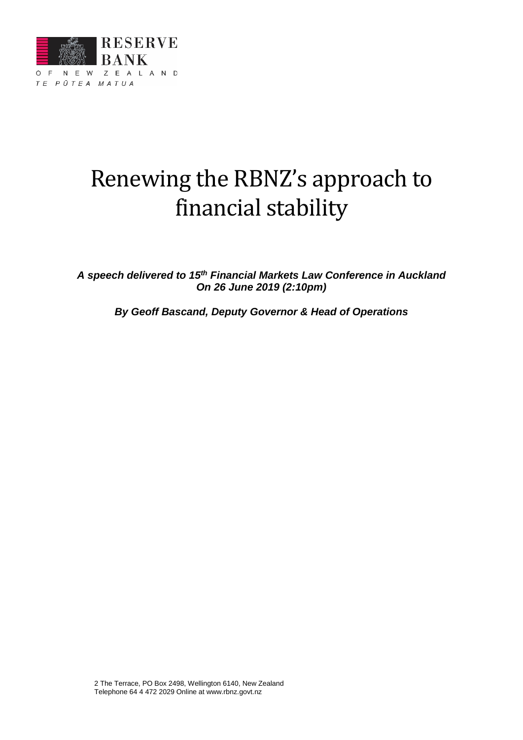RESERVE BANK

OF NEW ZEALAND

TE PŪTEA MATUA

# Renewing the RBNZ's approach to financial stability

***A speech delivered to 15th Financial Markets Law Conference in Auckland On 26 June 2019 (2:10pm)***

***By Geoff Bascand, Deputy Governor & Head of Operations***

2 The Terrace, PO Box 2498, Wellington 6140, New Zealand
Telephone 64 4 472 2029 Online at www.rbnz.govt.nz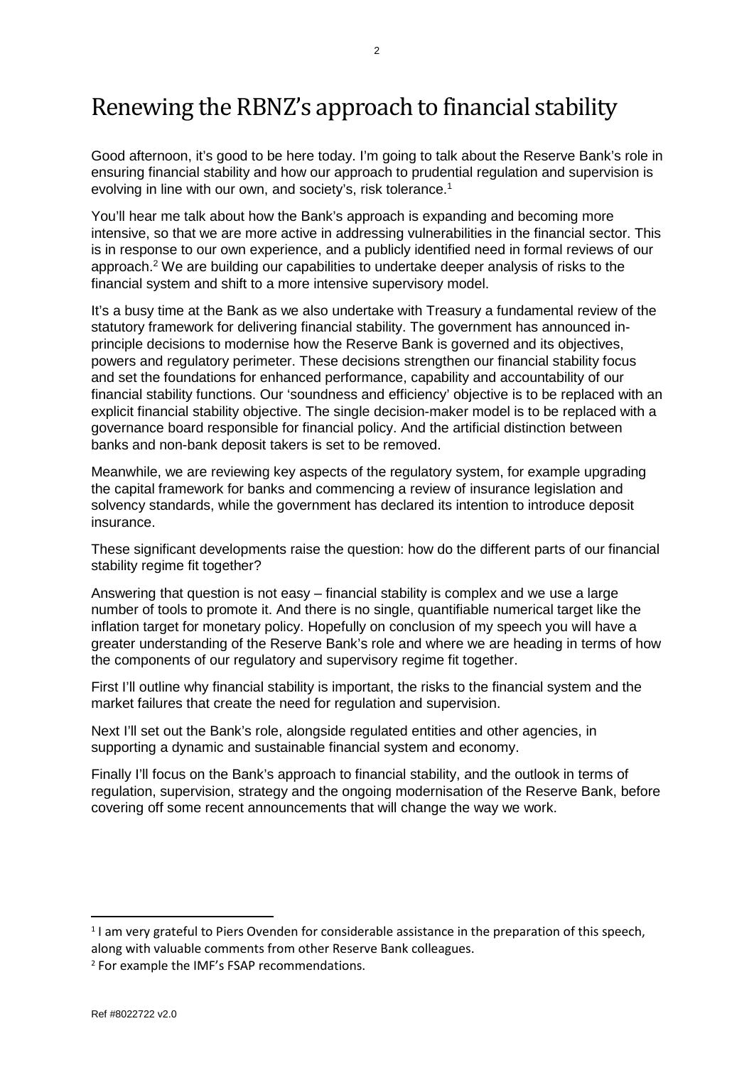# Renewing the RBNZ's approach to financial stability

Good afternoon, it's good to be here today. I'm going to talk about the Reserve Bank's role in ensuring financial stability and how our approach to prudential regulation and supervision is evolving in line with our own, and society's, risk tolerance.[1]

You'll hear me talk about how the Bank's approach is expanding and becoming more intensive, so that we are more active in addressing vulnerabilities in the financial sector. This is in response to our own experience, and a publicly identified need in formal reviews of our approach.[2] We are building our capabilities to undertake deeper analysis of risks to the financial system and shift to a more intensive supervisory model.

It's a busy time at the Bank as we also undertake with Treasury a fundamental review of the statutory framework for delivering financial stability. The government has announced in-principle decisions to modernise how the Reserve Bank is governed and its objectives, powers and regulatory perimeter. These decisions strengthen our financial stability focus and set the foundations for enhanced performance, capability and accountability of our financial stability functions. Our 'soundness and efficiency' objective is to be replaced with an explicit financial stability objective. The single decision-maker model is to be replaced with a governance board responsible for financial policy. And the artificial distinction between banks and non-bank deposit takers is set to be removed.

Meanwhile, we are reviewing key aspects of the regulatory system, for example upgrading the capital framework for banks and commencing a review of insurance legislation and solvency standards, while the government has declared its intention to introduce deposit insurance.

These significant developments raise the question: how do the different parts of our financial stability regime fit together?

Answering that question is not easy – financial stability is complex and we use a large number of tools to promote it. And there is no single, quantifiable numerical target like the inflation target for monetary policy. Hopefully on conclusion of my speech you will have a greater understanding of the Reserve Bank's role and where we are heading in terms of how the components of our regulatory and supervisory regime fit together.

First I'll outline why financial stability is important, the risks to the financial system and the market failures that create the need for regulation and supervision.

Next I'll set out the Bank's role, alongside regulated entities and other agencies, in supporting a dynamic and sustainable financial system and economy.

Finally I'll focus on the Bank's approach to financial stability, and the outlook in terms of regulation, supervision, strategy and the ongoing modernisation of the Reserve Bank, before covering off some recent announcements that will change the way we work.

---

[1] I am very grateful to Piers Ovenden for considerable assistance in the preparation of this speech, along with valuable comments from other Reserve Bank colleagues.

[2] For example the IMF's FSAP recommendations.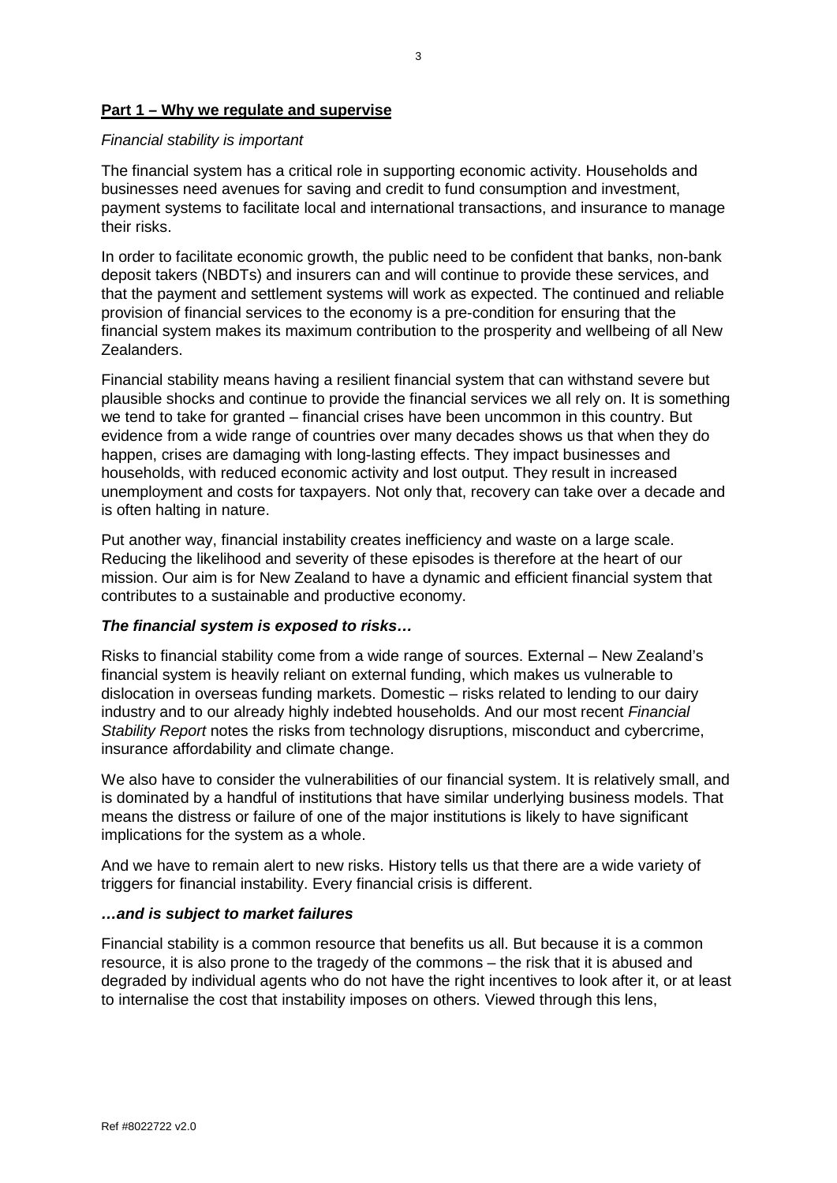## Part 1 – Why we regulate and supervise

*Financial stability is important*

The financial system has a critical role in supporting economic activity. Households and businesses need avenues for saving and credit to fund consumption and investment, payment systems to facilitate local and international transactions, and insurance to manage their risks.

In order to facilitate economic growth, the public need to be confident that banks, non-bank deposit takers (NBDTs) and insurers can and will continue to provide these services, and that the payment and settlement systems will work as expected. The continued and reliable provision of financial services to the economy is a pre-condition for ensuring that the financial system makes its maximum contribution to the prosperity and wellbeing of all New Zealanders.

Financial stability means having a resilient financial system that can withstand severe but plausible shocks and continue to provide the financial services we all rely on. It is something we tend to take for granted – financial crises have been uncommon in this country. But evidence from a wide range of countries over many decades shows us that when they do happen, crises are damaging with long-lasting effects. They impact businesses and households, with reduced economic activity and lost output. They result in increased unemployment and costs for taxpayers. Not only that, recovery can take over a decade and is often halting in nature.

Put another way, financial instability creates inefficiency and waste on a large scale. Reducing the likelihood and severity of these episodes is therefore at the heart of our mission. Our aim is for New Zealand to have a dynamic and efficient financial system that contributes to a sustainable and productive economy.

***The financial system is exposed to risks…***

Risks to financial stability come from a wide range of sources. External – New Zealand's financial system is heavily reliant on external funding, which makes us vulnerable to dislocation in overseas funding markets. Domestic – risks related to lending to our dairy industry and to our already highly indebted households. And our most recent *Financial Stability Report* notes the risks from technology disruptions, misconduct and cybercrime, insurance affordability and climate change.

We also have to consider the vulnerabilities of our financial system. It is relatively small, and is dominated by a handful of institutions that have similar underlying business models. That means the distress or failure of one of the major institutions is likely to have significant implications for the system as a whole.

And we have to remain alert to new risks. History tells us that there are a wide variety of triggers for financial instability. Every financial crisis is different.

***…and is subject to market failures***

Financial stability is a common resource that benefits us all. But because it is a common resource, it is also prone to the tragedy of the commons – the risk that it is abused and degraded by individual agents who do not have the right incentives to look after it, or at least to internalise the cost that instability imposes on others. Viewed through this lens,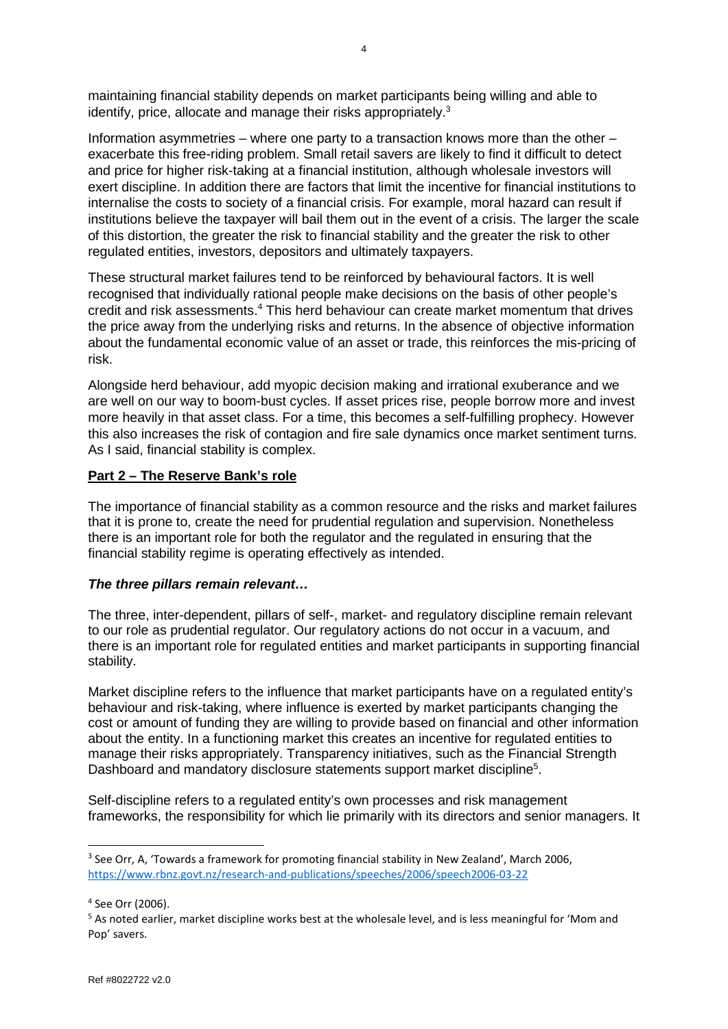maintaining financial stability depends on market participants being willing and able to identify, price, allocate and manage their risks appropriately.[3]

Information asymmetries – where one party to a transaction knows more than the other – exacerbate this free-riding problem. Small retail savers are likely to find it difficult to detect and price for higher risk-taking at a financial institution, although wholesale investors will exert discipline. In addition there are factors that limit the incentive for financial institutions to internalise the costs to society of a financial crisis. For example, moral hazard can result if institutions believe the taxpayer will bail them out in the event of a crisis. The larger the scale of this distortion, the greater the risk to financial stability and the greater the risk to other regulated entities, investors, depositors and ultimately taxpayers.

These structural market failures tend to be reinforced by behavioural factors. It is well recognised that individually rational people make decisions on the basis of other people's credit and risk assessments.[4] This herd behaviour can create market momentum that drives the price away from the underlying risks and returns. In the absence of objective information about the fundamental economic value of an asset or trade, this reinforces the mis-pricing of risk.

Alongside herd behaviour, add myopic decision making and irrational exuberance and we are well on our way to boom-bust cycles. If asset prices rise, people borrow more and invest more heavily in that asset class. For a time, this becomes a self-fulfilling prophecy. However this also increases the risk of contagion and fire sale dynamics once market sentiment turns. As I said, financial stability is complex.

## **Part 2 – The Reserve Bank's role**

The importance of financial stability as a common resource and the risks and market failures that it is prone to, create the need for prudential regulation and supervision. Nonetheless there is an important role for both the regulator and the regulated in ensuring that the financial stability regime is operating effectively as intended.

### ***The three pillars remain relevant…***

The three, inter-dependent, pillars of self-, market- and regulatory discipline remain relevant to our role as prudential regulator. Our regulatory actions do not occur in a vacuum, and there is an important role for regulated entities and market participants in supporting financial stability.

Market discipline refers to the influence that market participants have on a regulated entity's behaviour and risk-taking, where influence is exerted by market participants changing the cost or amount of funding they are willing to provide based on financial and other information about the entity. In a functioning market this creates an incentive for regulated entities to manage their risks appropriately. Transparency initiatives, such as the Financial Strength Dashboard and mandatory disclosure statements support market discipline[5].

Self-discipline refers to a regulated entity's own processes and risk management frameworks, the responsibility for which lie primarily with its directors and senior managers. It

---

[3] See Orr, A, 'Towards a framework for promoting financial stability in New Zealand', March 2006, https://www.rbnz.govt.nz/research-and-publications/speeches/2006/speech2006-03-22

[4] See Orr (2006).

[5] As noted earlier, market discipline works best at the wholesale level, and is less meaningful for 'Mom and Pop' savers.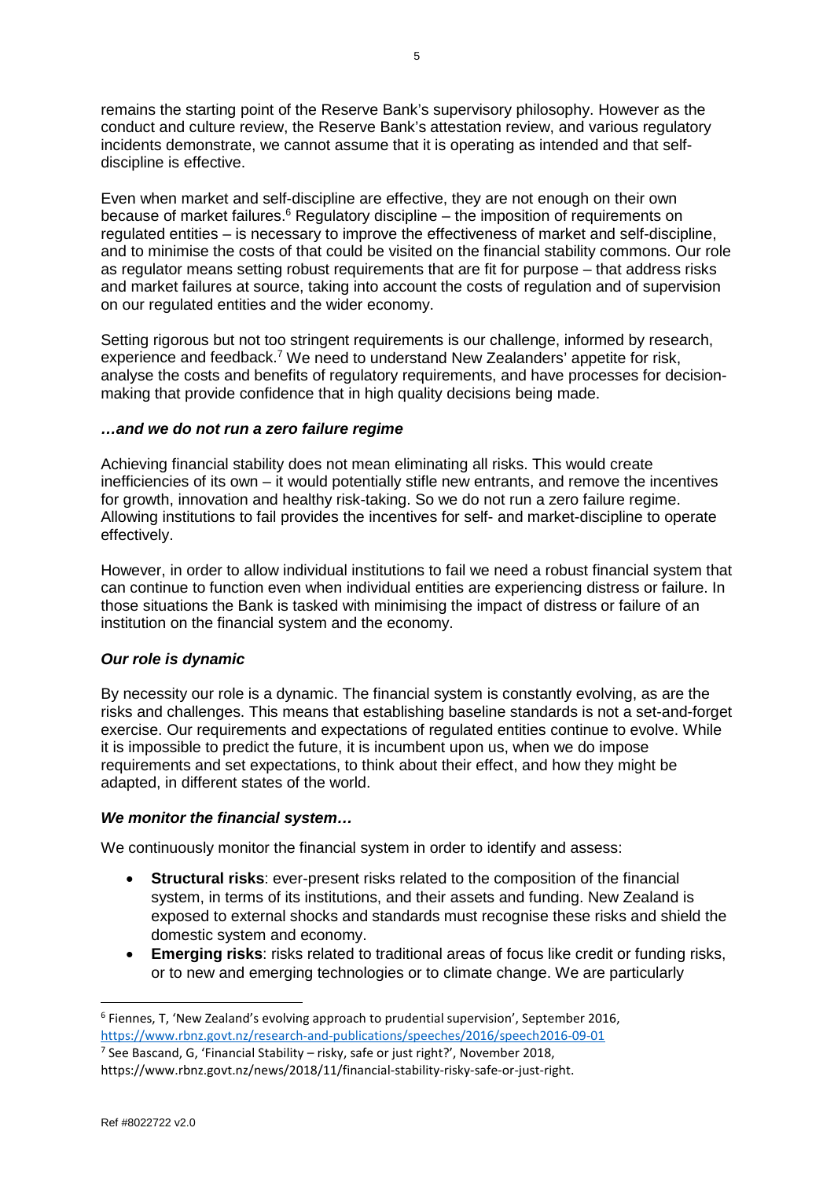remains the starting point of the Reserve Bank's supervisory philosophy. However as the conduct and culture review, the Reserve Bank's attestation review, and various regulatory incidents demonstrate, we cannot assume that it is operating as intended and that self-discipline is effective.

Even when market and self-discipline are effective, they are not enough on their own because of market failures.[6] Regulatory discipline – the imposition of requirements on regulated entities – is necessary to improve the effectiveness of market and self-discipline, and to minimise the costs of that could be visited on the financial stability commons. Our role as regulator means setting robust requirements that are fit for purpose – that address risks and market failures at source, taking into account the costs of regulation and of supervision on our regulated entities and the wider economy.

Setting rigorous but not too stringent requirements is our challenge, informed by research, experience and feedback.[7] We need to understand New Zealanders' appetite for risk, analyse the costs and benefits of regulatory requirements, and have processes for decision-making that provide confidence that in high quality decisions being made.

### *…and we do not run a zero failure regime*

Achieving financial stability does not mean eliminating all risks. This would create inefficiencies of its own – it would potentially stifle new entrants, and remove the incentives for growth, innovation and healthy risk-taking. So we do not run a zero failure regime. Allowing institutions to fail provides the incentives for self- and market-discipline to operate effectively.

However, in order to allow individual institutions to fail we need a robust financial system that can continue to function even when individual entities are experiencing distress or failure. In those situations the Bank is tasked with minimising the impact of distress or failure of an institution on the financial system and the economy.

### *Our role is dynamic*

By necessity our role is a dynamic. The financial system is constantly evolving, as are the risks and challenges. This means that establishing baseline standards is not a set-and-forget exercise. Our requirements and expectations of regulated entities continue to evolve. While it is impossible to predict the future, it is incumbent upon us, when we do impose requirements and set expectations, to think about their effect, and how they might be adapted, in different states of the world.

### *We monitor the financial system…*

We continuously monitor the financial system in order to identify and assess:

- **Structural risks**: ever-present risks related to the composition of the financial system, in terms of its institutions, and their assets and funding. New Zealand is exposed to external shocks and standards must recognise these risks and shield the domestic system and economy.
- **Emerging risks**: risks related to traditional areas of focus like credit or funding risks, or to new and emerging technologies or to climate change. We are particularly

---

[6] Fiennes, T, 'New Zealand's evolving approach to prudential supervision', September 2016, https://www.rbnz.govt.nz/research-and-publications/speeches/2016/speech2016-09-01

[7] See Bascand, G, 'Financial Stability – risky, safe or just right?', November 2018, https://www.rbnz.govt.nz/news/2018/11/financial-stability-risky-safe-or-just-right.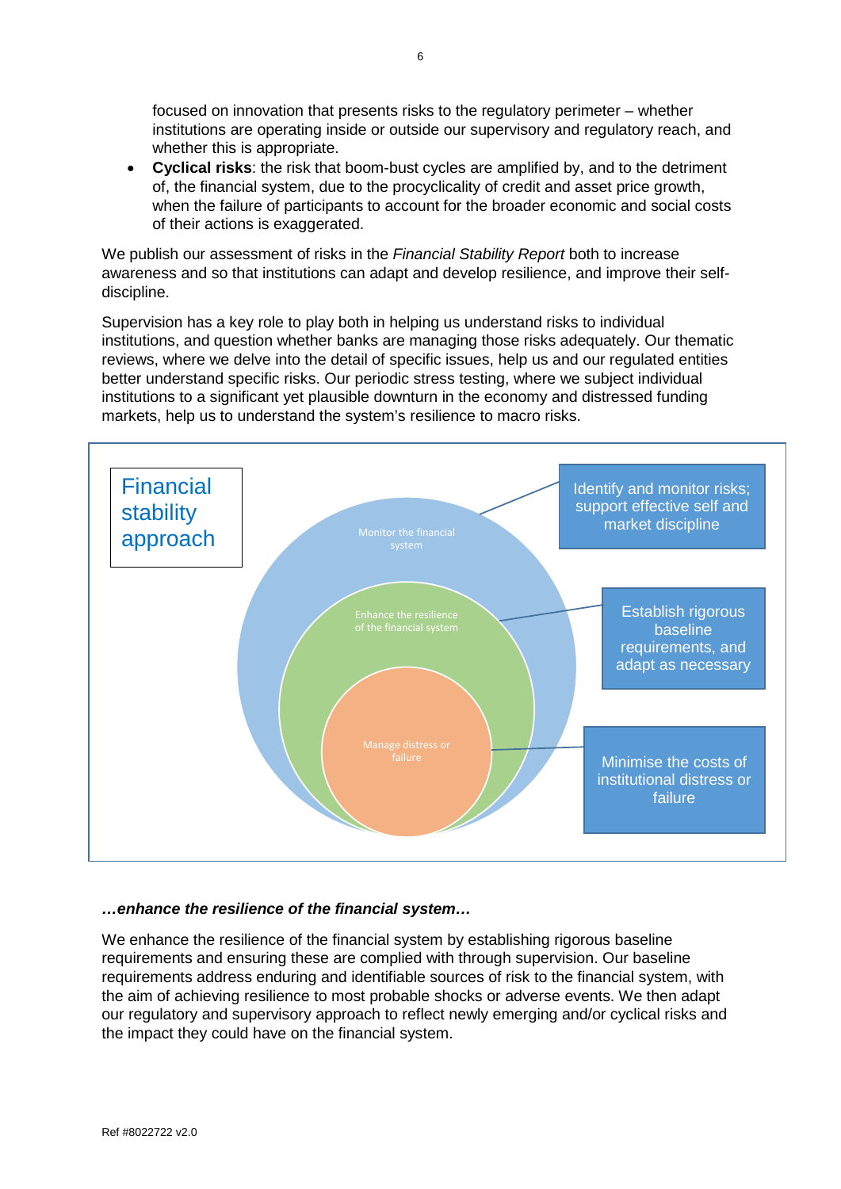focused on innovation that presents risks to the regulatory perimeter – whether institutions are operating inside or outside our supervisory and regulatory reach, and whether this is appropriate.

- **Cyclical risks**: the risk that boom-bust cycles are amplified by, and to the detriment of, the financial system, due to the procyclicality of credit and asset price growth, when the failure of participants to account for the broader economic and social costs of their actions is exaggerated.

We publish our assessment of risks in the *Financial Stability Report* both to increase awareness and so that institutions can adapt and develop resilience, and improve their self-discipline.

Supervision has a key role to play both in helping us understand risks to individual institutions, and question whether banks are managing those risks adequately. Our thematic reviews, where we delve into the detail of specific issues, help us and our regulated entities better understand specific risks. Our periodic stress testing, where we subject individual institutions to a significant yet plausible downturn in the economy and distressed funding markets, help us to understand the system's resilience to macro risks.

Financial stability approach

- Monitor the financial system: Identify and monitor risks; support effective self and market discipline
- Enhance the resilience of the financial system: Establish rigorous baseline requirements, and adapt as necessary
- Manage distress or failure: Minimise the costs of institutional distress or failure

***…enhance the resilience of the financial system…***

We enhance the resilience of the financial system by establishing rigorous baseline requirements and ensuring these are complied with through supervision. Our baseline requirements address enduring and identifiable sources of risk to the financial system, with the aim of achieving resilience to most probable shocks or adverse events. We then adapt our regulatory and supervisory approach to reflect newly emerging and/or cyclical risks and the impact they could have on the financial system.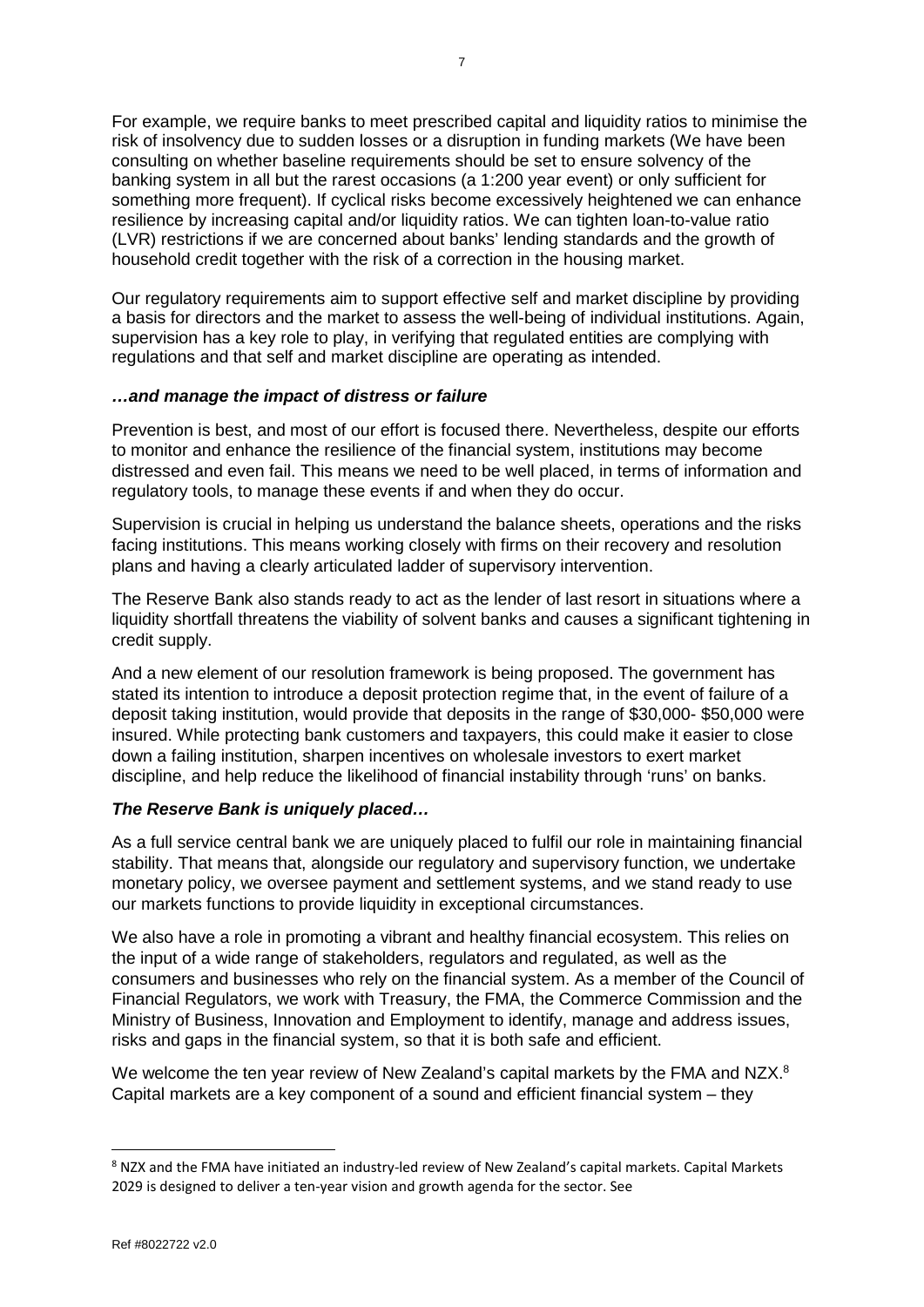For example, we require banks to meet prescribed capital and liquidity ratios to minimise the risk of insolvency due to sudden losses or a disruption in funding markets (We have been consulting on whether baseline requirements should be set to ensure solvency of the banking system in all but the rarest occasions (a 1:200 year event) or only sufficient for something more frequent). If cyclical risks become excessively heightened we can enhance resilience by increasing capital and/or liquidity ratios. We can tighten loan-to-value ratio (LVR) restrictions if we are concerned about banks' lending standards and the growth of household credit together with the risk of a correction in the housing market.

Our regulatory requirements aim to support effective self and market discipline by providing a basis for directors and the market to assess the well-being of individual institutions. Again, supervision has a key role to play, in verifying that regulated entities are complying with regulations and that self and market discipline are operating as intended.

### *…and manage the impact of distress or failure*

Prevention is best, and most of our effort is focused there. Nevertheless, despite our efforts to monitor and enhance the resilience of the financial system, institutions may become distressed and even fail. This means we need to be well placed, in terms of information and regulatory tools, to manage these events if and when they do occur.

Supervision is crucial in helping us understand the balance sheets, operations and the risks facing institutions. This means working closely with firms on their recovery and resolution plans and having a clearly articulated ladder of supervisory intervention.

The Reserve Bank also stands ready to act as the lender of last resort in situations where a liquidity shortfall threatens the viability of solvent banks and causes a significant tightening in credit supply.

And a new element of our resolution framework is being proposed. The government has stated its intention to introduce a deposit protection regime that, in the event of failure of a deposit taking institution, would provide that deposits in the range of $30,000- $50,000 were insured. While protecting bank customers and taxpayers, this could make it easier to close down a failing institution, sharpen incentives on wholesale investors to exert market discipline, and help reduce the likelihood of financial instability through 'runs' on banks.

### *The Reserve Bank is uniquely placed…*

As a full service central bank we are uniquely placed to fulfil our role in maintaining financial stability. That means that, alongside our regulatory and supervisory function, we undertake monetary policy, we oversee payment and settlement systems, and we stand ready to use our markets functions to provide liquidity in exceptional circumstances.

We also have a role in promoting a vibrant and healthy financial ecosystem. This relies on the input of a wide range of stakeholders, regulators and regulated, as well as the consumers and businesses who rely on the financial system. As a member of the Council of Financial Regulators, we work with Treasury, the FMA, the Commerce Commission and the Ministry of Business, Innovation and Employment to identify, manage and address issues, risks and gaps in the financial system, so that it is both safe and efficient.

We welcome the ten year review of New Zealand's capital markets by the FMA and NZX.[8] Capital markets are a key component of a sound and efficient financial system – they

[8] NZX and the FMA have initiated an industry-led review of New Zealand's capital markets. Capital Markets 2029 is designed to deliver a ten-year vision and growth agenda for the sector. See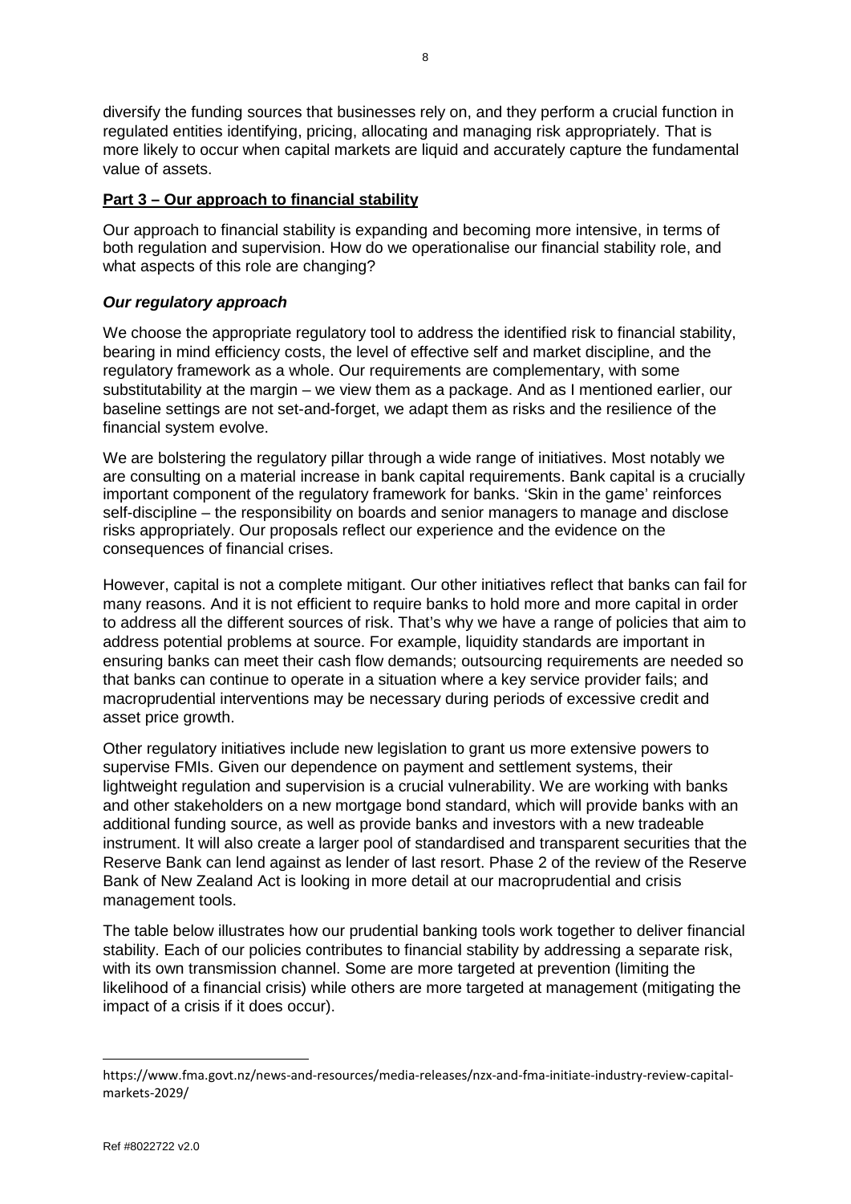diversify the funding sources that businesses rely on, and they perform a crucial function in regulated entities identifying, pricing, allocating and managing risk appropriately. That is more likely to occur when capital markets are liquid and accurately capture the fundamental value of assets.

## **Part 3 – Our approach to financial stability**

Our approach to financial stability is expanding and becoming more intensive, in terms of both regulation and supervision. How do we operationalise our financial stability role, and what aspects of this role are changing?

### ***Our regulatory approach***

We choose the appropriate regulatory tool to address the identified risk to financial stability, bearing in mind efficiency costs, the level of effective self and market discipline, and the regulatory framework as a whole. Our requirements are complementary, with some substitutability at the margin – we view them as a package. And as I mentioned earlier, our baseline settings are not set-and-forget, we adapt them as risks and the resilience of the financial system evolve.

We are bolstering the regulatory pillar through a wide range of initiatives. Most notably we are consulting on a material increase in bank capital requirements. Bank capital is a crucially important component of the regulatory framework for banks. 'Skin in the game' reinforces self-discipline – the responsibility on boards and senior managers to manage and disclose risks appropriately. Our proposals reflect our experience and the evidence on the consequences of financial crises.

However, capital is not a complete mitigant. Our other initiatives reflect that banks can fail for many reasons. And it is not efficient to require banks to hold more and more capital in order to address all the different sources of risk. That's why we have a range of policies that aim to address potential problems at source. For example, liquidity standards are important in ensuring banks can meet their cash flow demands; outsourcing requirements are needed so that banks can continue to operate in a situation where a key service provider fails; and macroprudential interventions may be necessary during periods of excessive credit and asset price growth.

Other regulatory initiatives include new legislation to grant us more extensive powers to supervise FMIs. Given our dependence on payment and settlement systems, their lightweight regulation and supervision is a crucial vulnerability. We are working with banks and other stakeholders on a new mortgage bond standard, which will provide banks with an additional funding source, as well as provide banks and investors with a new tradeable instrument. It will also create a larger pool of standardised and transparent securities that the Reserve Bank can lend against as lender of last resort. Phase 2 of the review of the Reserve Bank of New Zealand Act is looking in more detail at our macroprudential and crisis management tools.

The table below illustrates how our prudential banking tools work together to deliver financial stability. Each of our policies contributes to financial stability by addressing a separate risk, with its own transmission channel. Some are more targeted at prevention (limiting the likelihood of a financial crisis) while others are more targeted at management (mitigating the impact of a crisis if it does occur).

---

https://www.fma.govt.nz/news-and-resources/media-releases/nzx-and-fma-initiate-industry-review-capital-markets-2029/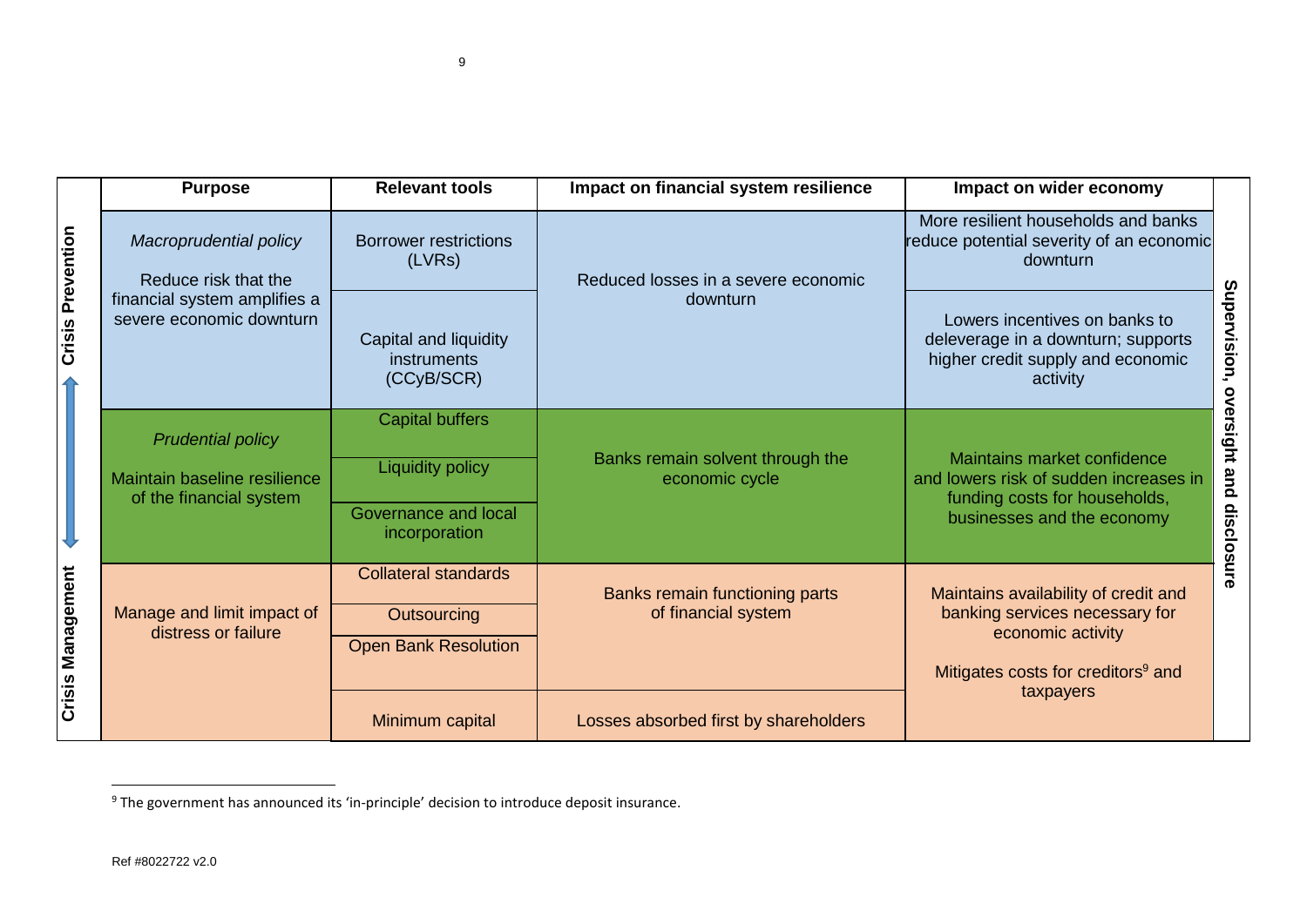| | Purpose | Relevant tools | Impact on financial system resilience | Impact on wider economy | |
|---|---|---|---|---|---|
| Crisis Prevention | *Macroprudential policy* Reduce risk that the financial system amplifies a severe economic downturn | Borrower restrictions (LVRs) | Reduced losses in a severe economic downturn | More resilient households and banks reduce potential severity of an economic downturn | Supervision, oversight and disclosure |
| | | Capital and liquidity instruments (CCyB/SCR) | | Lowers incentives on banks to deleverage in a downturn; supports higher credit supply and economic activity | |
| | *Prudential policy* Maintain baseline resilience of the financial system | Capital buffers | Banks remain solvent through the economic cycle | Maintains market confidence and lowers risk of sudden increases in funding costs for households, businesses and the economy | |
| | | Liquidity policy | | | |
| | | Governance and local incorporation | | | |
| Crisis Management | Manage and limit impact of distress or failure | Collateral standards | Banks remain functioning parts of financial system | Maintains availability of credit and banking services necessary for economic activity. Mitigates costs for creditors[9] and taxpayers | |
| | | Outsourcing | | | |
| | | Open Bank Resolution | | | |
| | | Minimum capital | Losses absorbed first by shareholders | | |

[9] The government has announced its 'in-principle' decision to introduce deposit insurance.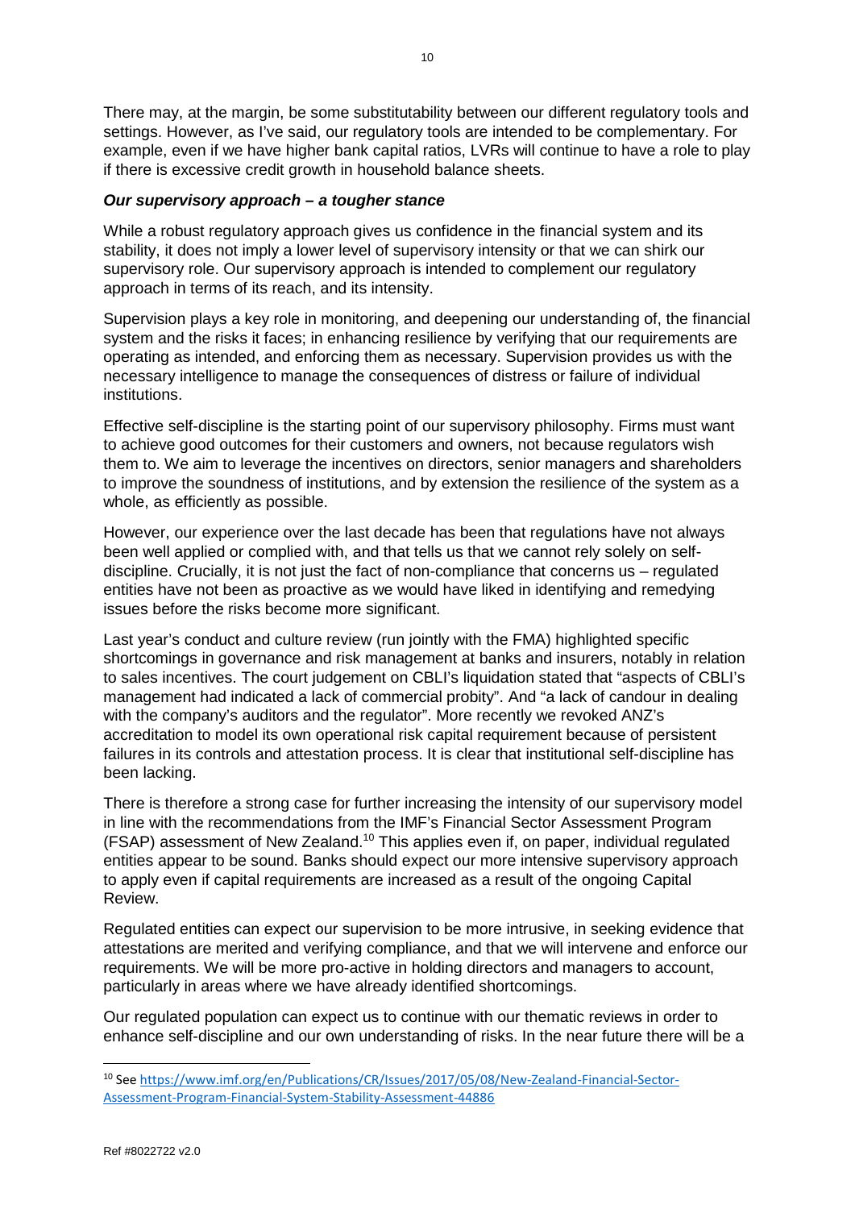There may, at the margin, be some substitutability between our different regulatory tools and settings. However, as I've said, our regulatory tools are intended to be complementary. For example, even if we have higher bank capital ratios, LVRs will continue to have a role to play if there is excessive credit growth in household balance sheets.

### ***Our supervisory approach – a tougher stance***

While a robust regulatory approach gives us confidence in the financial system and its stability, it does not imply a lower level of supervisory intensity or that we can shirk our supervisory role. Our supervisory approach is intended to complement our regulatory approach in terms of its reach, and its intensity.

Supervision plays a key role in monitoring, and deepening our understanding of, the financial system and the risks it faces; in enhancing resilience by verifying that our requirements are operating as intended, and enforcing them as necessary. Supervision provides us with the necessary intelligence to manage the consequences of distress or failure of individual institutions.

Effective self-discipline is the starting point of our supervisory philosophy. Firms must want to achieve good outcomes for their customers and owners, not because regulators wish them to. We aim to leverage the incentives on directors, senior managers and shareholders to improve the soundness of institutions, and by extension the resilience of the system as a whole, as efficiently as possible.

However, our experience over the last decade has been that regulations have not always been well applied or complied with, and that tells us that we cannot rely solely on self-discipline. Crucially, it is not just the fact of non-compliance that concerns us – regulated entities have not been as proactive as we would have liked in identifying and remedying issues before the risks become more significant.

Last year's conduct and culture review (run jointly with the FMA) highlighted specific shortcomings in governance and risk management at banks and insurers, notably in relation to sales incentives. The court judgement on CBLI's liquidation stated that "aspects of CBLI's management had indicated a lack of commercial probity". And "a lack of candour in dealing with the company's auditors and the regulator". More recently we revoked ANZ's accreditation to model its own operational risk capital requirement because of persistent failures in its controls and attestation process. It is clear that institutional self-discipline has been lacking.

There is therefore a strong case for further increasing the intensity of our supervisory model in line with the recommendations from the IMF's Financial Sector Assessment Program (FSAP) assessment of New Zealand.[10] This applies even if, on paper, individual regulated entities appear to be sound. Banks should expect our more intensive supervisory approach to apply even if capital requirements are increased as a result of the ongoing Capital Review.

Regulated entities can expect our supervision to be more intrusive, in seeking evidence that attestations are merited and verifying compliance, and that we will intervene and enforce our requirements. We will be more pro-active in holding directors and managers to account, particularly in areas where we have already identified shortcomings.

Our regulated population can expect us to continue with our thematic reviews in order to enhance self-discipline and our own understanding of risks. In the near future there will be a

---

[10] See https://www.imf.org/en/Publications/CR/Issues/2017/05/08/New-Zealand-Financial-Sector-Assessment-Program-Financial-System-Stability-Assessment-44886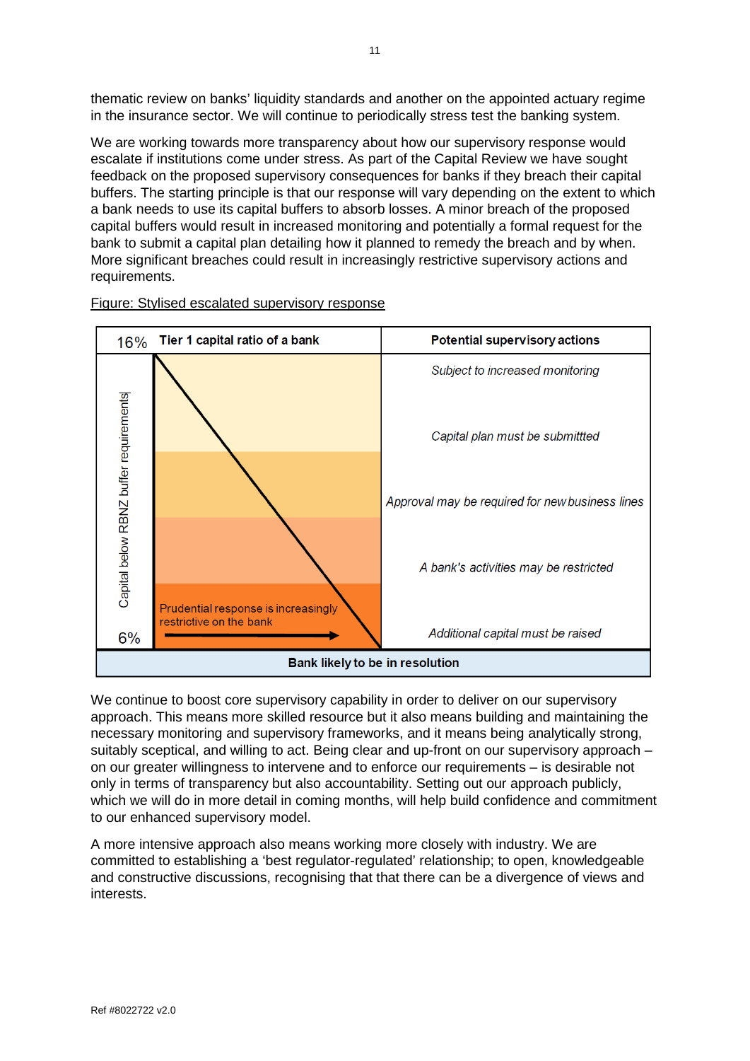thematic review on banks' liquidity standards and another on the appointed actuary regime in the insurance sector. We will continue to periodically stress test the banking system.

We are working towards more transparency about how our supervisory response would escalate if institutions come under stress. As part of the Capital Review we have sought feedback on the proposed supervisory consequences for banks if they breach their capital buffers. The starting principle is that our response will vary depending on the extent to which a bank needs to use its capital buffers to absorb losses. A minor breach of the proposed capital buffers would result in increased monitoring and potentially a formal request for the bank to submit a capital plan detailing how it planned to remedy the breach and by when. More significant breaches could result in increasingly restrictive supervisory actions and requirements.

Figure: Stylised escalated supervisory response

| 16% | Tier 1 capital ratio of a bank | Potential supervisory actions |
|---|---|---|
| Capital below RBNZ buffer requirements | | *Subject to increased monitoring* |
| | | *Capital plan must be submittted* |
| | | *Approval may be required for new business lines* |
| | | *A bank's activities may be restricted* |
| 6% | Prudential response is increasingly restrictive on the bank → | *Additional capital must be raised* |
| **Bank likely to be in resolution** | | |

We continue to boost core supervisory capability in order to deliver on our supervisory approach. This means more skilled resource but it also means building and maintaining the necessary monitoring and supervisory frameworks, and it means being analytically strong, suitably sceptical, and willing to act. Being clear and up-front on our supervisory approach – on our greater willingness to intervene and to enforce our requirements – is desirable not only in terms of transparency but also accountability. Setting out our approach publicly, which we will do in more detail in coming months, will help build confidence and commitment to our enhanced supervisory model.

A more intensive approach also means working more closely with industry. We are committed to establishing a 'best regulator-regulated' relationship; to open, knowledgeable and constructive discussions, recognising that that there can be a divergence of views and interests.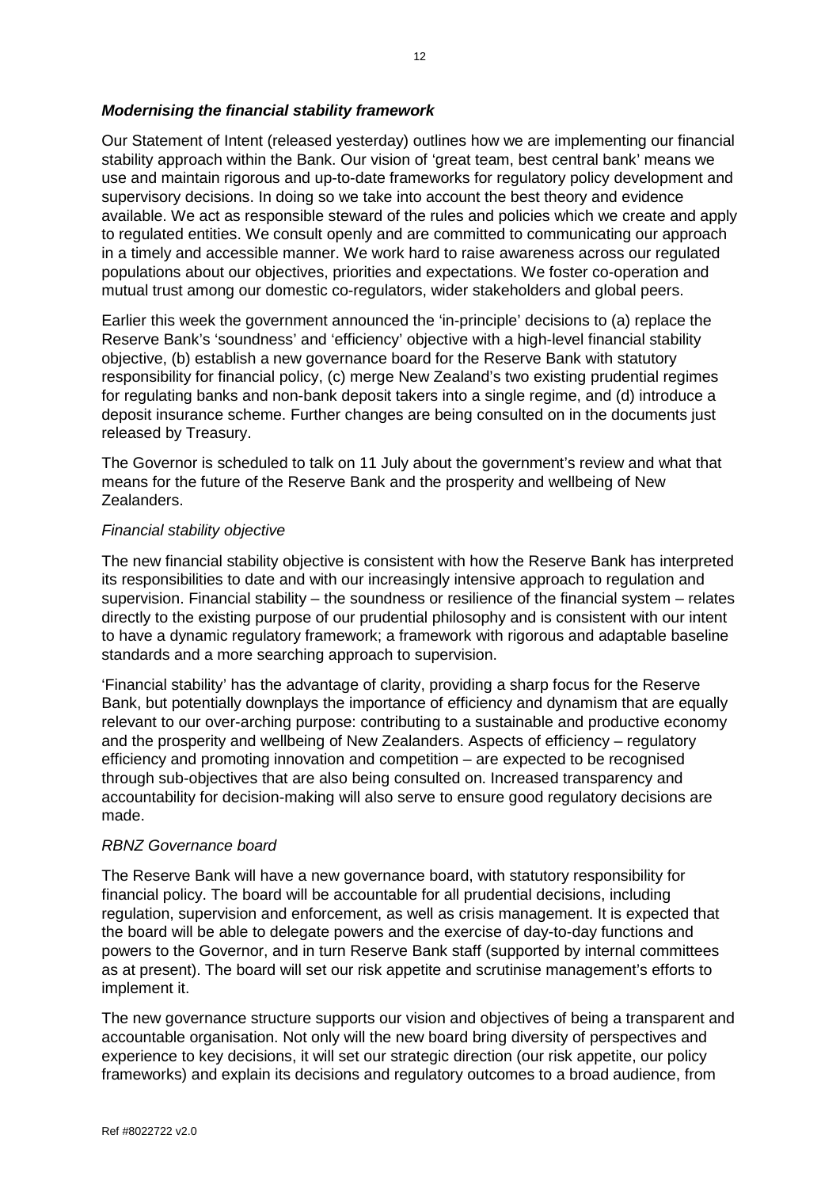### *Modernising the financial stability framework*

Our Statement of Intent (released yesterday) outlines how we are implementing our financial stability approach within the Bank. Our vision of 'great team, best central bank' means we use and maintain rigorous and up-to-date frameworks for regulatory policy development and supervisory decisions. In doing so we take into account the best theory and evidence available. We act as responsible steward of the rules and policies which we create and apply to regulated entities. We consult openly and are committed to communicating our approach in a timely and accessible manner. We work hard to raise awareness across our regulated populations about our objectives, priorities and expectations. We foster co-operation and mutual trust among our domestic co-regulators, wider stakeholders and global peers.

Earlier this week the government announced the 'in-principle' decisions to (a) replace the Reserve Bank's 'soundness' and 'efficiency' objective with a high-level financial stability objective, (b) establish a new governance board for the Reserve Bank with statutory responsibility for financial policy, (c) merge New Zealand's two existing prudential regimes for regulating banks and non-bank deposit takers into a single regime, and (d) introduce a deposit insurance scheme. Further changes are being consulted on in the documents just released by Treasury.

The Governor is scheduled to talk on 11 July about the government's review and what that means for the future of the Reserve Bank and the prosperity and wellbeing of New Zealanders.

#### *Financial stability objective*

The new financial stability objective is consistent with how the Reserve Bank has interpreted its responsibilities to date and with our increasingly intensive approach to regulation and supervision. Financial stability – the soundness or resilience of the financial system – relates directly to the existing purpose of our prudential philosophy and is consistent with our intent to have a dynamic regulatory framework; a framework with rigorous and adaptable baseline standards and a more searching approach to supervision.

'Financial stability' has the advantage of clarity, providing a sharp focus for the Reserve Bank, but potentially downplays the importance of efficiency and dynamism that are equally relevant to our over-arching purpose: contributing to a sustainable and productive economy and the prosperity and wellbeing of New Zealanders. Aspects of efficiency – regulatory efficiency and promoting innovation and competition – are expected to be recognised through sub-objectives that are also being consulted on. Increased transparency and accountability for decision-making will also serve to ensure good regulatory decisions are made.

#### *RBNZ Governance board*

The Reserve Bank will have a new governance board, with statutory responsibility for financial policy. The board will be accountable for all prudential decisions, including regulation, supervision and enforcement, as well as crisis management. It is expected that the board will be able to delegate powers and the exercise of day-to-day functions and powers to the Governor, and in turn Reserve Bank staff (supported by internal committees as at present). The board will set our risk appetite and scrutinise management's efforts to implement it.

The new governance structure supports our vision and objectives of being a transparent and accountable organisation. Not only will the new board bring diversity of perspectives and experience to key decisions, it will set our strategic direction (our risk appetite, our policy frameworks) and explain its decisions and regulatory outcomes to a broad audience, from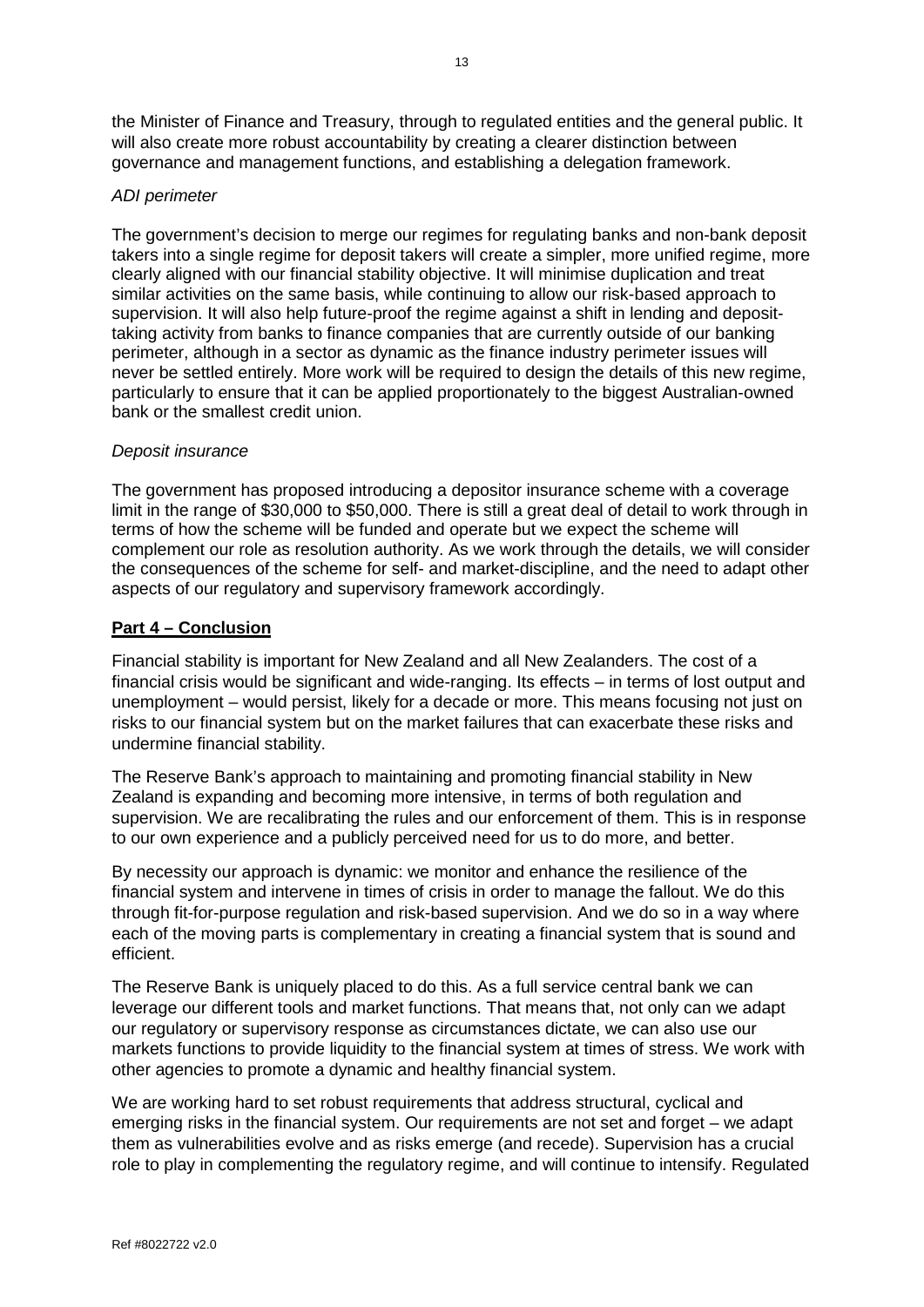the Minister of Finance and Treasury, through to regulated entities and the general public. It will also create more robust accountability by creating a clearer distinction between governance and management functions, and establishing a delegation framework.

*ADI perimeter*

The government's decision to merge our regimes for regulating banks and non-bank deposit takers into a single regime for deposit takers will create a simpler, more unified regime, more clearly aligned with our financial stability objective. It will minimise duplication and treat similar activities on the same basis, while continuing to allow our risk-based approach to supervision. It will also help future-proof the regime against a shift in lending and deposit-taking activity from banks to finance companies that are currently outside of our banking perimeter, although in a sector as dynamic as the finance industry perimeter issues will never be settled entirely. More work will be required to design the details of this new regime, particularly to ensure that it can be applied proportionately to the biggest Australian-owned bank or the smallest credit union.

*Deposit insurance*

The government has proposed introducing a depositor insurance scheme with a coverage limit in the range of $30,000 to $50,000. There is still a great deal of detail to work through in terms of how the scheme will be funded and operate but we expect the scheme will complement our role as resolution authority. As we work through the details, we will consider the consequences of the scheme for self- and market-discipline, and the need to adapt other aspects of our regulatory and supervisory framework accordingly.

## Part 4 – Conclusion

Financial stability is important for New Zealand and all New Zealanders. The cost of a financial crisis would be significant and wide-ranging. Its effects – in terms of lost output and unemployment – would persist, likely for a decade or more. This means focusing not just on risks to our financial system but on the market failures that can exacerbate these risks and undermine financial stability.

The Reserve Bank's approach to maintaining and promoting financial stability in New Zealand is expanding and becoming more intensive, in terms of both regulation and supervision. We are recalibrating the rules and our enforcement of them. This is in response to our own experience and a publicly perceived need for us to do more, and better.

By necessity our approach is dynamic: we monitor and enhance the resilience of the financial system and intervene in times of crisis in order to manage the fallout. We do this through fit-for-purpose regulation and risk-based supervision. And we do so in a way where each of the moving parts is complementary in creating a financial system that is sound and efficient.

The Reserve Bank is uniquely placed to do this. As a full service central bank we can leverage our different tools and market functions. That means that, not only can we adapt our regulatory or supervisory response as circumstances dictate, we can also use our markets functions to provide liquidity to the financial system at times of stress. We work with other agencies to promote a dynamic and healthy financial system.

We are working hard to set robust requirements that address structural, cyclical and emerging risks in the financial system. Our requirements are not set and forget – we adapt them as vulnerabilities evolve and as risks emerge (and recede). Supervision has a crucial role to play in complementing the regulatory regime, and will continue to intensify. Regulated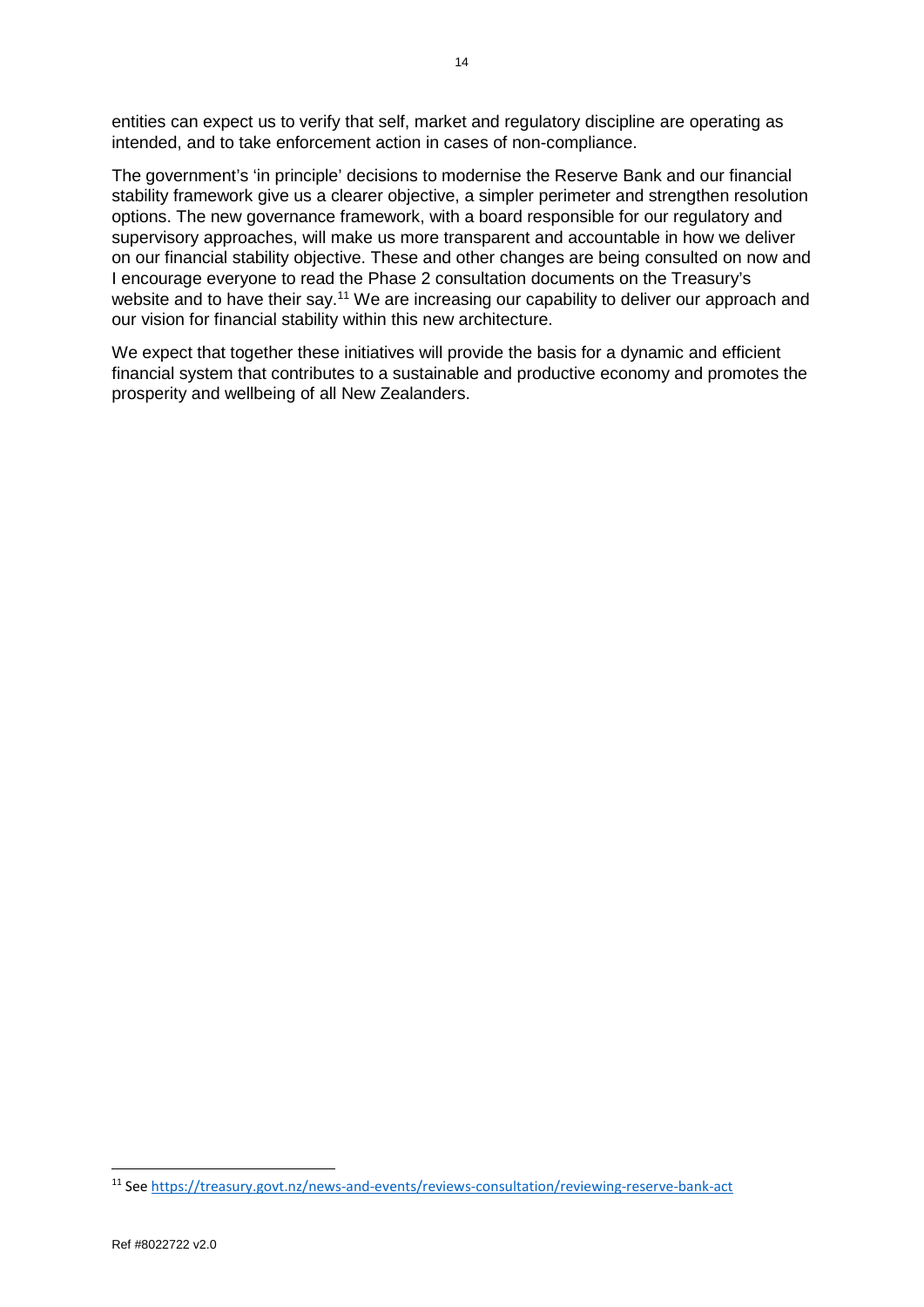entities can expect us to verify that self, market and regulatory discipline are operating as intended, and to take enforcement action in cases of non-compliance.

The government's 'in principle' decisions to modernise the Reserve Bank and our financial stability framework give us a clearer objective, a simpler perimeter and strengthen resolution options. The new governance framework, with a board responsible for our regulatory and supervisory approaches, will make us more transparent and accountable in how we deliver on our financial stability objective. These and other changes are being consulted on now and I encourage everyone to read the Phase 2 consultation documents on the Treasury's website and to have their say.[11] We are increasing our capability to deliver our approach and our vision for financial stability within this new architecture.

We expect that together these initiatives will provide the basis for a dynamic and efficient financial system that contributes to a sustainable and productive economy and promotes the prosperity and wellbeing of all New Zealanders.

---

[11] See https://treasury.govt.nz/news-and-events/reviews-consultation/reviewing-reserve-bank-act

Ref #8022722 v2.0